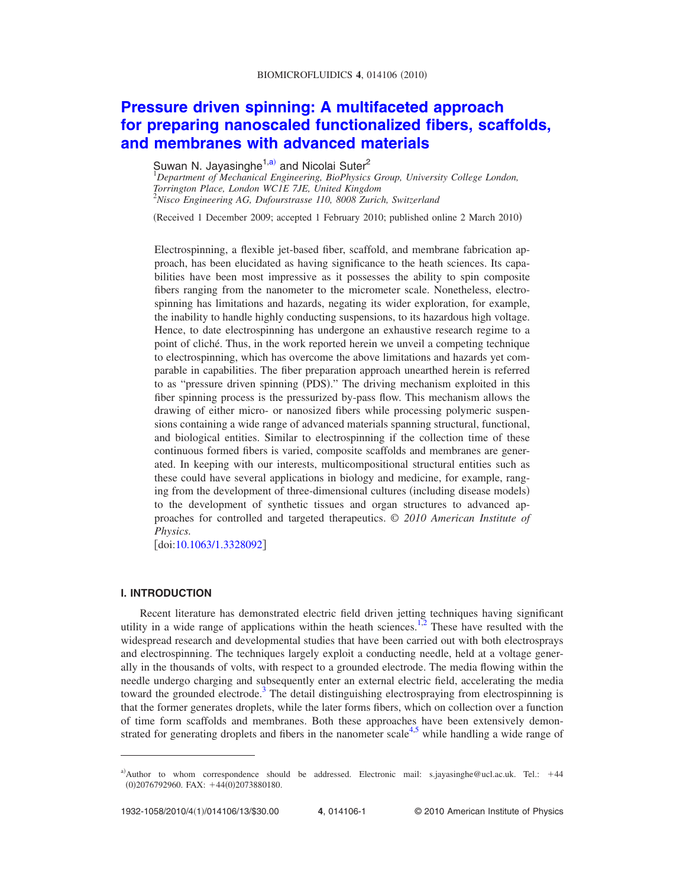# Pressure driven spinning: A multifaceted approach for preparing nanoscaled functionalized fibers, scaffolds, and membranes with advanced materials

Suwan N. Jayasinghe[1,a)] and Nicolai Suter[2]

[1]*Department of Mechanical Engineering, BioPhysics Group, University College London, Torrington Place, London WC1E 7JE, United Kingdom*
[2]*Nisco Engineering AG, Dufourstrasse 110, 8008 Zurich, Switzerland*

(Received 1 December 2009; accepted 1 February 2010; published online 2 March 2010)

Electrospinning, a flexible jet-based fiber, scaffold, and membrane fabrication approach, has been elucidated as having significance to the heath sciences. Its capabilities have been most impressive as it possesses the ability to spin composite fibers ranging from the nanometer to the micrometer scale. Nonetheless, electrospinning has limitations and hazards, negating its wider exploration, for example, the inability to handle highly conducting suspensions, to its hazardous high voltage. Hence, to date electrospinning has undergone an exhaustive research regime to a point of cliché. Thus, in the work reported herein we unveil a competing technique to electrospinning, which has overcome the above limitations and hazards yet comparable in capabilities. The fiber preparation approach unearthed herein is referred to as "pressure driven spinning (PDS)." The driving mechanism exploited in this fiber spinning process is the pressurized by-pass flow. This mechanism allows the drawing of either micro- or nanosized fibers while processing polymeric suspensions containing a wide range of advanced materials spanning structural, functional, and biological entities. Similar to electrospinning if the collection time of these continuous formed fibers is varied, composite scaffolds and membranes are generated. In keeping with our interests, multicompositional structural entities such as these could have several applications in biology and medicine, for example, ranging from the development of three-dimensional cultures (including disease models) to the development of synthetic tissues and organ structures to advanced approaches for controlled and targeted therapeutics. © *2010 American Institute of Physics.*
[doi:10.1063/1.3328092]

## I. INTRODUCTION

Recent literature has demonstrated electric field driven jetting techniques having significant utility in a wide range of applications within the heath sciences.[1,2] These have resulted with the widespread research and developmental studies that have been carried out with both electrosprays and electrospinning. The techniques largely exploit a conducting needle, held at a voltage generally in the thousands of volts, with respect to a grounded electrode. The media flowing within the needle undergo charging and subsequently enter an external electric field, accelerating the media toward the grounded electrode.[3] The detail distinguishing electrospraying from electrospinning is that the former generates droplets, while the later forms fibers, which on collection over a function of time form scaffolds and membranes. Both these approaches have been extensively demonstrated for generating droplets and fibers in the nanometer scale[4,5] while handling a wide range of

---

a)Author to whom correspondence should be addressed. Electronic mail: s.jayasinghe@ucl.ac.uk. Tel.: +44 (0)2076792960. FAX: +44(0)2073880180.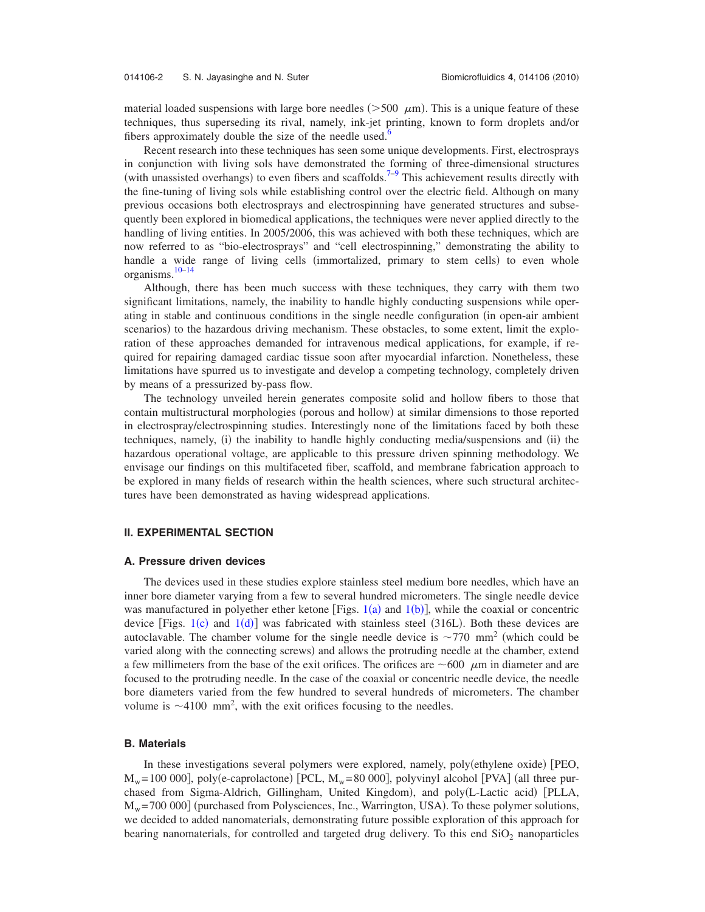material loaded suspensions with large bore needles (>500 μm). This is a unique feature of these techniques, thus superseding its rival, namely, ink-jet printing, known to form droplets and/or fibers approximately double the size of the needle used.[6]

Recent research into these techniques has seen some unique developments. First, electrosprays in conjunction with living sols have demonstrated the forming of three-dimensional structures (with unassisted overhangs) to even fibers and scaffolds.[7–9] This achievement results directly with the fine-tuning of living sols while establishing control over the electric field. Although on many previous occasions both electrosprays and electrospinning have generated structures and subsequently been explored in biomedical applications, the techniques were never applied directly to the handling of living entities. In 2005/2006, this was achieved with both these techniques, which are now referred to as "bio-electrosprays" and "cell electrospinning," demonstrating the ability to handle a wide range of living cells (immortalized, primary to stem cells) to even whole organisms.[10–14]

Although, there has been much success with these techniques, they carry with them two significant limitations, namely, the inability to handle highly conducting suspensions while operating in stable and continuous conditions in the single needle configuration (in open-air ambient scenarios) to the hazardous driving mechanism. These obstacles, to some extent, limit the exploration of these approaches demanded for intravenous medical applications, for example, if required for repairing damaged cardiac tissue soon after myocardial infarction. Nonetheless, these limitations have spurred us to investigate and develop a competing technology, completely driven by means of a pressurized by-pass flow.

The technology unveiled herein generates composite solid and hollow fibers to those that contain multistructural morphologies (porous and hollow) at similar dimensions to those reported in electrospray/electrospinning studies. Interestingly none of the limitations faced by both these techniques, namely, (i) the inability to handle highly conducting media/suspensions and (ii) the hazardous operational voltage, are applicable to this pressure driven spinning methodology. We envisage our findings on this multifaceted fiber, scaffold, and membrane fabrication approach to be explored in many fields of research within the health sciences, where such structural architectures have been demonstrated as having widespread applications.

## II. EXPERIMENTAL SECTION

### A. Pressure driven devices

The devices used in these studies explore stainless steel medium bore needles, which have an inner bore diameter varying from a few to several hundred micrometers. The single needle device was manufactured in polyether ether ketone [Figs. 1(a) and 1(b)], while the coaxial or concentric device [Figs. 1(c) and 1(d)] was fabricated with stainless steel (316L). Both these devices are autoclavable. The chamber volume for the single needle device is ~770 $mm^2$ (which could be varied along with the connecting screws) and allows the protruding needle at the chamber, extend a few millimeters from the base of the exit orifices. The orifices are ~600 μm in diameter and are focused to the protruding needle. In the case of the coaxial or concentric needle device, the needle bore diameters varied from the few hundred to several hundreds of micrometers. The chamber volume is ~4100 $mm^2$, with the exit orifices focusing to the needles.

### B. Materials

In these investigations several polymers were explored, namely, poly(ethylene oxide) [PEO, $M_w$=100 000], poly(e-caprolactone) [PCL, $M_w$=80 000], polyvinyl alcohol [PVA] (all three purchased from Sigma-Aldrich, Gillingham, United Kingdom), and poly(L-Lactic acid) [PLLA, $M_w$=700 000] (purchased from Polysciences, Inc., Warrington, USA). To these polymer solutions, we decided to added nanomaterials, demonstrating future possible exploration of this approach for bearing nanomaterials, for controlled and targeted drug delivery. To this end $SiO_2$ nanoparticles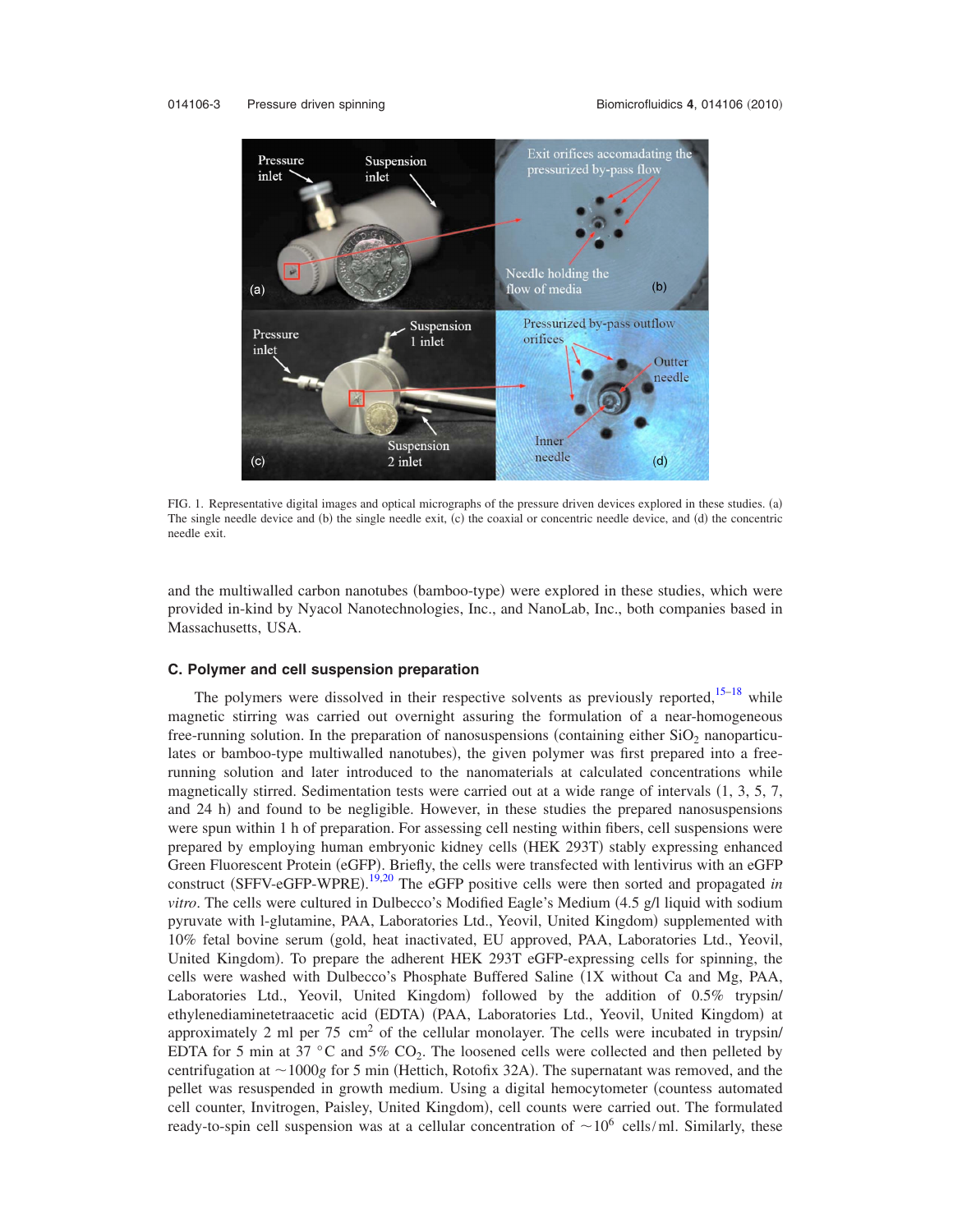FIG. 1. Representative digital images and optical micrographs of the pressure driven devices explored in these studies. (a) The single needle device and (b) the single needle exit, (c) the coaxial or concentric needle device, and (d) the concentric needle exit.

and the multiwalled carbon nanotubes (bamboo-type) were explored in these studies, which were provided in-kind by Nyacol Nanotechnologies, Inc., and NanoLab, Inc., both companies based in Massachusetts, USA.

### C. Polymer and cell suspension preparation

The polymers were dissolved in their respective solvents as previously reported,[15–18] while magnetic stirring was carried out overnight assuring the formulation of a near-homogeneous free-running solution. In the preparation of nanosuspensions (containing either $SiO_2$ nanoparticulates or bamboo-type multiwalled nanotubes), the given polymer was first prepared into a free-running solution and later introduced to the nanomaterials at calculated concentrations while magnetically stirred. Sedimentation tests were carried out at a wide range of intervals (1, 3, 5, 7, and 24 h) and found to be negligible. However, in these studies the prepared nanosuspensions were spun within 1 h of preparation. For assessing cell nesting within fibers, cell suspensions were prepared by employing human embryonic kidney cells (HEK 293T) stably expressing enhanced Green Fluorescent Protein (eGFP). Briefly, the cells were transfected with lentivirus with an eGFP construct (SFFV-eGFP-WPRE).[19,20] The eGFP positive cells were then sorted and propagated *in vitro*. The cells were cultured in Dulbecco's Modified Eagle's Medium (4.5 g/l liquid with sodium pyruvate with l-glutamine, PAA, Laboratories Ltd., Yeovil, United Kingdom) supplemented with 10% fetal bovine serum (gold, heat inactivated, EU approved, PAA, Laboratories Ltd., Yeovil, United Kingdom). To prepare the adherent HEK 293T eGFP-expressing cells for spinning, the cells were washed with Dulbecco's Phosphate Buffered Saline (1X without Ca and Mg, PAA, Laboratories Ltd., Yeovil, United Kingdom) followed by the addition of 0.5% trypsin/ethylenediaminetetraacetic acid (EDTA) (PAA, Laboratories Ltd., Yeovil, United Kingdom) at approximately 2 ml per 75 $cm^2$ of the cellular monolayer. The cells were incubated in trypsin/EDTA for 5 min at 37 °C and 5% $CO_2$. The loosened cells were collected and then pelleted by centrifugation at $\sim 1000g$ for 5 min (Hettich, Rotofix 32A). The supernatant was removed, and the pellet was resuspended in growth medium. Using a digital hemocytometer (countess automated cell counter, Invitrogen, Paisley, United Kingdom), cell counts were carried out. The formulated ready-to-spin cell suspension was at a cellular concentration of $\sim 10^6$ cells/ml. Similarly, these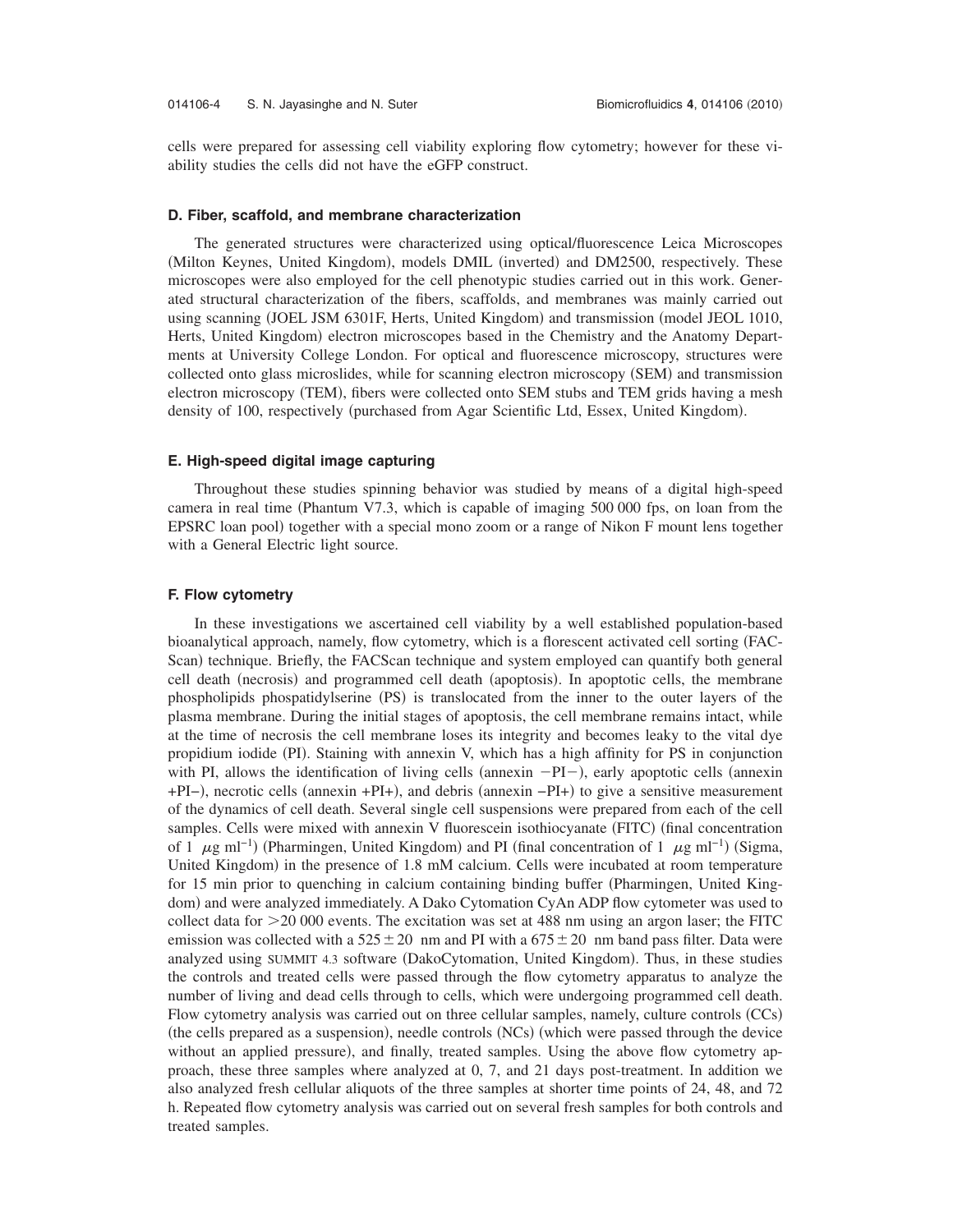cells were prepared for assessing cell viability exploring flow cytometry; however for these viability studies the cells did not have the eGFP construct.

### D. Fiber, scaffold, and membrane characterization

The generated structures were characterized using optical/fluorescence Leica Microscopes (Milton Keynes, United Kingdom), models DMIL (inverted) and DM2500, respectively. These microscopes were also employed for the cell phenotypic studies carried out in this work. Generated structural characterization of the fibers, scaffolds, and membranes was mainly carried out using scanning (JOEL JSM 6301F, Herts, United Kingdom) and transmission (model JEOL 1010, Herts, United Kingdom) electron microscopes based in the Chemistry and the Anatomy Departments at University College London. For optical and fluorescence microscopy, structures were collected onto glass microslides, while for scanning electron microscopy (SEM) and transmission electron microscopy (TEM), fibers were collected onto SEM stubs and TEM grids having a mesh density of 100, respectively (purchased from Agar Scientific Ltd, Essex, United Kingdom).

### E. High-speed digital image capturing

Throughout these studies spinning behavior was studied by means of a digital high-speed camera in real time (Phantum V7.3, which is capable of imaging 500 000 fps, on loan from the EPSRC loan pool) together with a special mono zoom or a range of Nikon F mount lens together with a General Electric light source.

### F. Flow cytometry

In these investigations we ascertained cell viability by a well established population-based bioanalytical approach, namely, flow cytometry, which is a florescent activated cell sorting (FACScan) technique. Briefly, the FACScan technique and system employed can quantify both general cell death (necrosis) and programmed cell death (apoptosis). In apoptotic cells, the membrane phospholipids phospatidylserine (PS) is translocated from the inner to the outer layers of the plasma membrane. During the initial stages of apoptosis, the cell membrane remains intact, while at the time of necrosis the cell membrane loses its integrity and becomes leaky to the vital dye propidium iodide (PI). Staining with annexin V, which has a high affinity for PS in conjunction with PI, allows the identification of living cells (annexin −PI−), early apoptotic cells (annexin +PI−), necrotic cells (annexin +PI+), and debris (annexin −PI+) to give a sensitive measurement of the dynamics of cell death. Several single cell suspensions were prepared from each of the cell samples. Cells were mixed with annexin V fluorescein isothiocyanate (FITC) (final concentration of 1 $\mu g\ ml^{-1}$) (Pharmingen, United Kingdom) and PI (final concentration of 1 $\mu g\ ml^{-1}$) (Sigma, United Kingdom) in the presence of 1.8 mM calcium. Cells were incubated at room temperature for 15 min prior to quenching in calcium containing binding buffer (Pharmingen, United Kingdom) and were analyzed immediately. A Dako Cytomation CyAn ADP flow cytometer was used to collect data for >20 000 events. The excitation was set at 488 nm using an argon laser; the FITC emission was collected with a $525 \pm 20$ nm and PI with a $675 \pm 20$ nm band pass filter. Data were analyzed using SUMMIT 4.3 software (DakoCytomation, United Kingdom). Thus, in these studies the controls and treated cells were passed through the flow cytometry apparatus to analyze the number of living and dead cells through to cells, which were undergoing programmed cell death. Flow cytometry analysis was carried out on three cellular samples, namely, culture controls (CCs) (the cells prepared as a suspension), needle controls (NCs) (which were passed through the device without an applied pressure), and finally, treated samples. Using the above flow cytometry approach, these three samples where analyzed at 0, 7, and 21 days post-treatment. In addition we also analyzed fresh cellular aliquots of the three samples at shorter time points of 24, 48, and 72 h. Repeated flow cytometry analysis was carried out on several fresh samples for both controls and treated samples.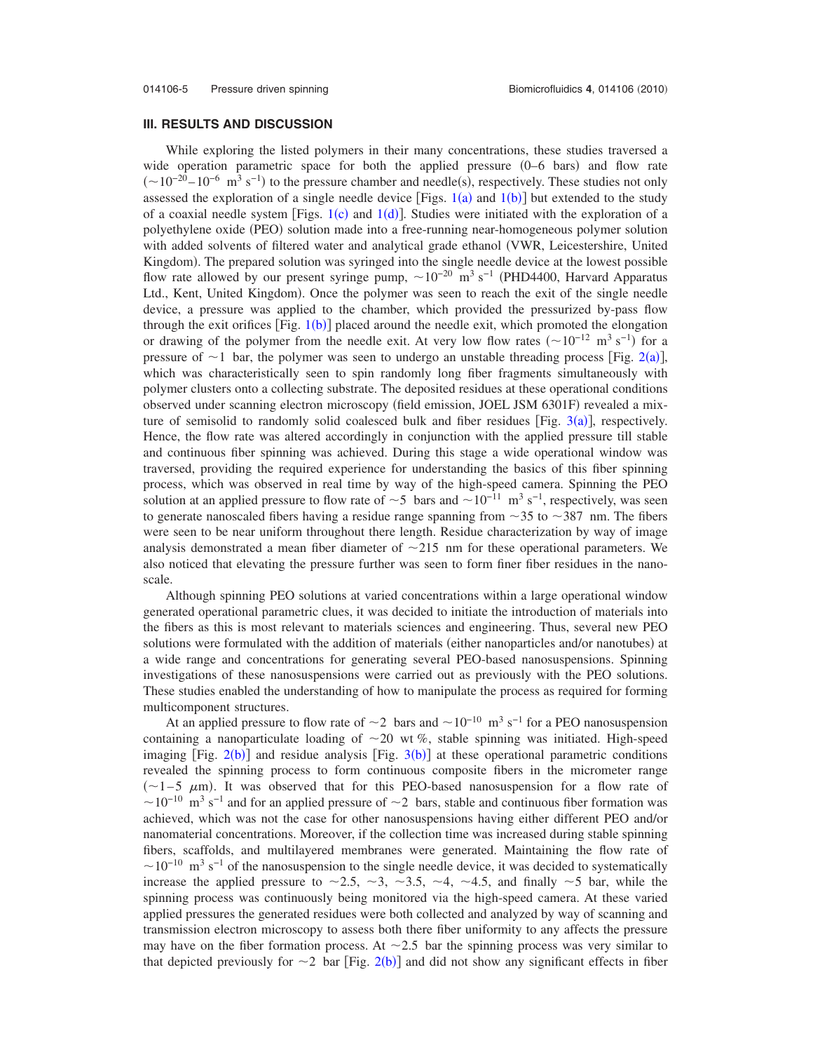### III. RESULTS AND DISCUSSION

While exploring the listed polymers in their many concentrations, these studies traversed a wide operation parametric space for both the applied pressure (0–6 bars) and flow rate ($\sim 10^{-20}$–$10^{-6}$ $m^3\ s^{-1}$) to the pressure chamber and needle(s), respectively. These studies not only assessed the exploration of a single needle device [Figs. 1(a) and 1(b)] but extended to the study of a coaxial needle system [Figs. 1(c) and 1(d)]. Studies were initiated with the exploration of a polyethylene oxide (PEO) solution made into a free-running near-homogeneous polymer solution with added solvents of filtered water and analytical grade ethanol (VWR, Leicestershire, United Kingdom). The prepared solution was syringed into the single needle device at the lowest possible flow rate allowed by our present syringe pump, $\sim 10^{-20}$ $m^3\ s^{-1}$ (PHD4400, Harvard Apparatus Ltd., Kent, United Kingdom). Once the polymer was seen to reach the exit of the single needle device, a pressure was applied to the chamber, which provided the pressurized by-pass flow through the exit orifices [Fig. 1(b)] placed around the needle exit, which promoted the elongation or drawing of the polymer from the needle exit. At very low flow rates ($\sim 10^{-12}$ $m^3\ s^{-1}$) for a pressure of $\sim 1$ bar, the polymer was seen to undergo an unstable threading process [Fig. 2(a)], which was characteristically seen to spin randomly long fiber fragments simultaneously with polymer clusters onto a collecting substrate. The deposited residues at these operational conditions observed under scanning electron microscopy (field emission, JOEL JSM 6301F) revealed a mixture of semisolid to randomly solid coalesced bulk and fiber residues [Fig. 3(a)], respectively. Hence, the flow rate was altered accordingly in conjunction with the applied pressure till stable and continuous fiber spinning was achieved. During this stage a wide operational window was traversed, providing the required experience for understanding the basics of this fiber spinning process, which was observed in real time by way of the high-speed camera. Spinning the PEO solution at an applied pressure to flow rate of $\sim 5$ bars and $\sim 10^{-11}$ $m^3\ s^{-1}$, respectively, was seen to generate nanoscaled fibers having a residue range spanning from $\sim 35$ to $\sim 387$ nm. The fibers were seen to be near uniform throughout there length. Residue characterization by way of image analysis demonstrated a mean fiber diameter of $\sim 215$ nm for these operational parameters. We also noticed that elevating the pressure further was seen to form finer fiber residues in the nanoscale.

Although spinning PEO solutions at varied concentrations within a large operational window generated operational parametric clues, it was decided to initiate the introduction of materials into the fibers as this is most relevant to materials sciences and engineering. Thus, several new PEO solutions were formulated with the addition of materials (either nanoparticles and/or nanotubes) at a wide range and concentrations for generating several PEO-based nanosuspensions. Spinning investigations of these nanosuspensions were carried out as previously with the PEO solutions. These studies enabled the understanding of how to manipulate the process as required for forming multicomponent structures.

At an applied pressure to flow rate of $\sim 2$ bars and $\sim 10^{-10}$ $m^3\ s^{-1}$ for a PEO nanosuspension containing a nanoparticulate loading of $\sim 20$ wt %, stable spinning was initiated. High-speed imaging [Fig. 2(b)] and residue analysis [Fig. 3(b)] at these operational parametric conditions revealed the spinning process to form continuous composite fibers in the micrometer range ($\sim 1$–$5$ $\mu$m). It was observed that for this PEO-based nanosuspension for a flow rate of $\sim 10^{-10}$ $m^3\ s^{-1}$ and for an applied pressure of $\sim 2$ bars, stable and continuous fiber formation was achieved, which was not the case for other nanosuspensions having either different PEO and/or nanomaterial concentrations. Moreover, if the collection time was increased during stable spinning fibers, scaffolds, and multilayered membranes were generated. Maintaining the flow rate of $\sim 10^{-10}$ $m^3\ s^{-1}$ of the nanosuspension to the single needle device, it was decided to systematically increase the applied pressure to $\sim 2.5$, $\sim 3$, $\sim 3.5$, $\sim 4$, $\sim 4.5$, and finally $\sim 5$ bar, while the spinning process was continuously being monitored via the high-speed camera. At these varied applied pressures the generated residues were both collected and analyzed by way of scanning and transmission electron microscopy to assess both there fiber uniformity to any affects the pressure may have on the fiber formation process. At $\sim 2.5$ bar the spinning process was very similar to that depicted previously for $\sim 2$ bar [Fig. 2(b)] and did not show any significant effects in fiber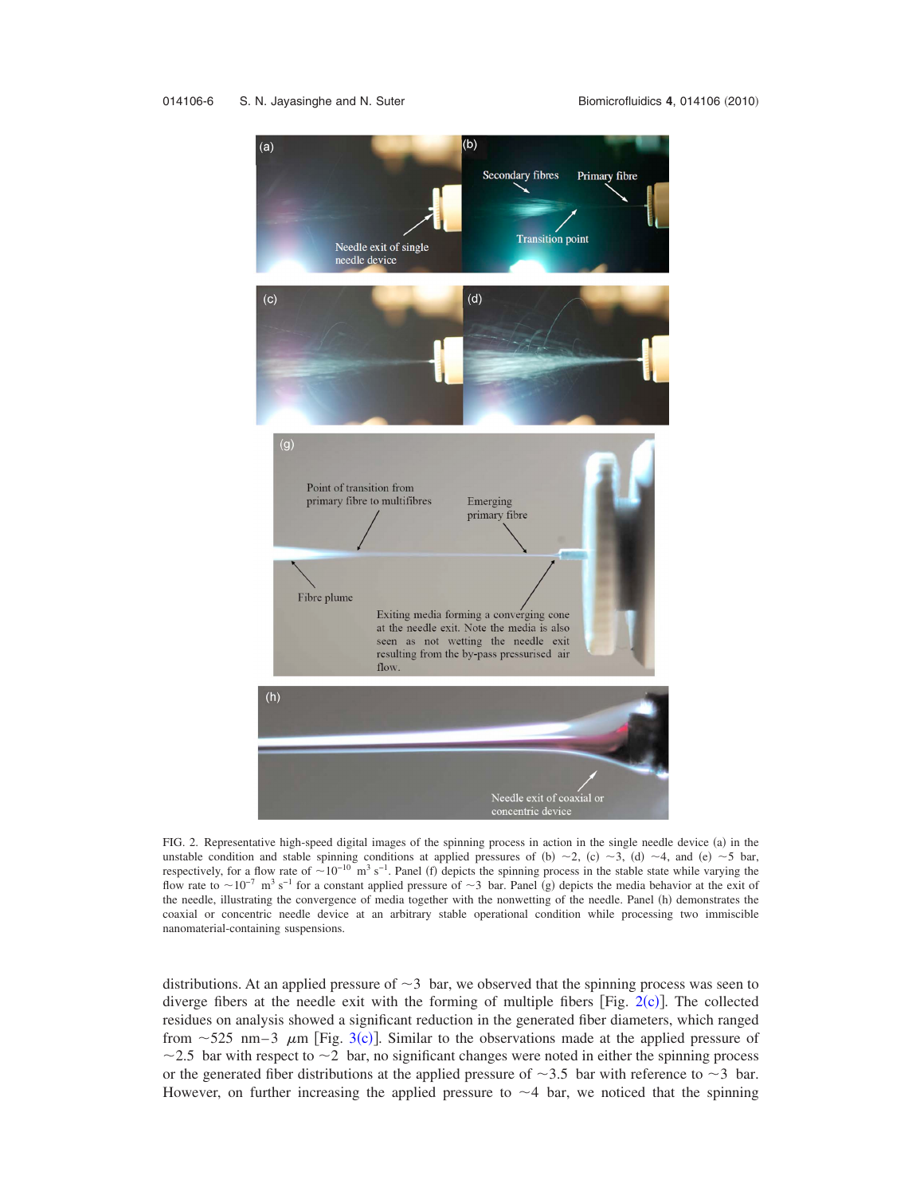FIG. 2. Representative high-speed digital images of the spinning process in action in the single needle device (a) in the unstable condition and stable spinning conditions at applied pressures of (b) ~2, (c) ~3, (d) ~4, and (e) ~5 bar, respectively, for a flow rate of ~$10^{-10}$ $m^3$ $s^{-1}$. Panel (f) depicts the spinning process in the stable state while varying the flow rate to ~$10^{-7}$ $m^3$ $s^{-1}$ for a constant applied pressure of ~3 bar. Panel (g) depicts the media behavior at the exit of the needle, illustrating the convergence of media together with the nonwetting of the needle. Panel (h) demonstrates the coaxial or concentric needle device at an arbitrary stable operational condition while processing two immiscible nanomaterial-containing suspensions.

distributions. At an applied pressure of ~3 bar, we observed that the spinning process was seen to diverge fibers at the needle exit with the forming of multiple fibers [Fig. 2(c)]. The collected residues on analysis showed a significant reduction in the generated fiber diameters, which ranged from ~525 nm–3 $\mu$m [Fig. 3(c)]. Similar to the observations made at the applied pressure of ~2.5 bar with respect to ~2 bar, no significant changes were noted in either the spinning process or the generated fiber distributions at the applied pressure of ~3.5 bar with reference to ~3 bar. However, on further increasing the applied pressure to ~4 bar, we noticed that the spinning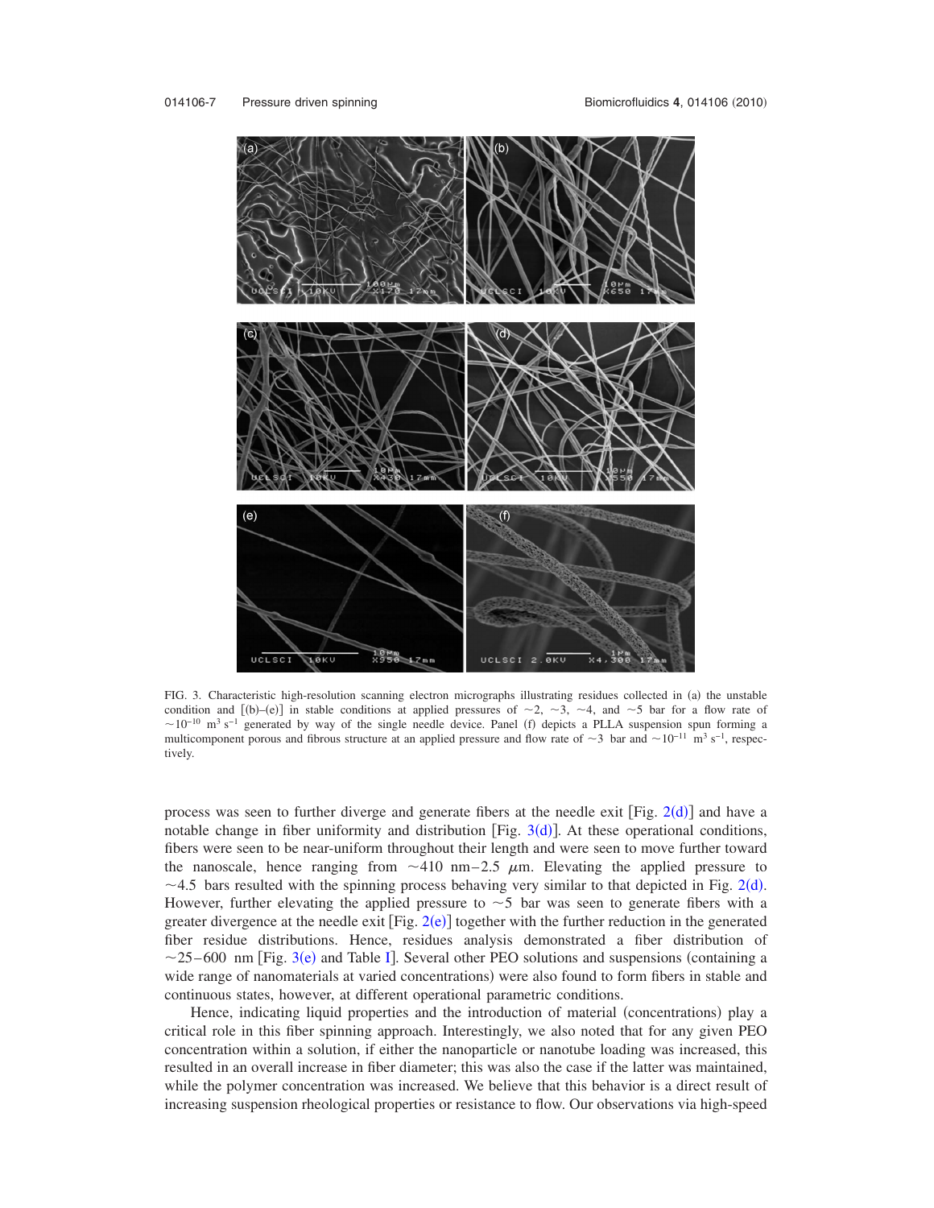FIG. 3. Characteristic high-resolution scanning electron micrographs illustrating residues collected in (a) the unstable condition and [(b)–(e)] in stable conditions at applied pressures of ~2, ~3, ~4, and ~5 bar for a flow rate of $\sim 10^{-10}$ $m^3\, s^{-1}$ generated by way of the single needle device. Panel (f) depicts a PLLA suspension spun forming a multicomponent porous and fibrous structure at an applied pressure and flow rate of ~3 bar and $\sim 10^{-11}$ $m^3\, s^{-1}$, respectively.

process was seen to further diverge and generate fibers at the needle exit [Fig. 2(d)] and have a notable change in fiber uniformity and distribution [Fig. 3(d)]. At these operational conditions, fibers were seen to be near-uniform throughout their length and were seen to move further toward the nanoscale, hence ranging from ~410 nm–2.5 $\mu$m. Elevating the applied pressure to ~4.5 bars resulted with the spinning process behaving very similar to that depicted in Fig. 2(d). However, further elevating the applied pressure to ~5 bar was seen to generate fibers with a greater divergence at the needle exit [Fig. 2(e)] together with the further reduction in the generated fiber residue distributions. Hence, residues analysis demonstrated a fiber distribution of ~25–600 nm [Fig. 3(e) and Table I]. Several other PEO solutions and suspensions (containing a wide range of nanomaterials at varied concentrations) were also found to form fibers in stable and continuous states, however, at different operational parametric conditions.

Hence, indicating liquid properties and the introduction of material (concentrations) play a critical role in this fiber spinning approach. Interestingly, we also noted that for any given PEO concentration within a solution, if either the nanoparticle or nanotube loading was increased, this resulted in an overall increase in fiber diameter; this was also the case if the latter was maintained, while the polymer concentration was increased. We believe that this behavior is a direct result of increasing suspension rheological properties or resistance to flow. Our observations via high-speed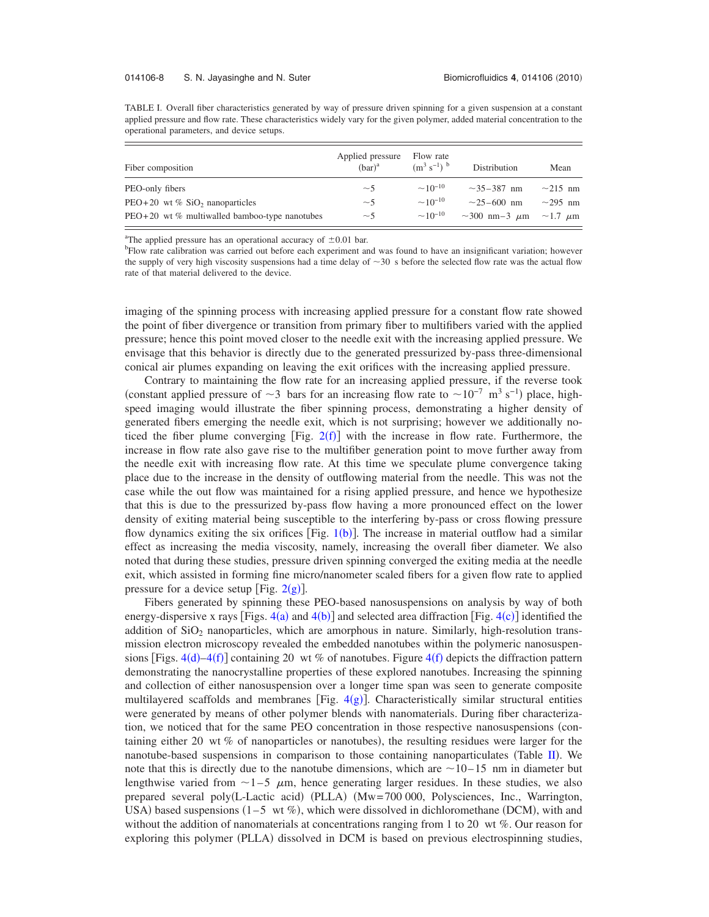TABLE I. Overall fiber characteristics generated by way of pressure driven spinning for a given suspension at a constant applied pressure and flow rate. These characteristics widely vary for the given polymer, added material concentration to the operational parameters, and device setups.

| Fiber composition | Applied pressure (bar)[a] | Flow rate ($m^3\ s^{-1}$) [b] | Distribution | Mean |
|---|---|---|---|---|
| PEO-only fibers | ~5 | $\sim 10^{-10}$ | ~35–387 nm | ~215 nm |
| PEO+20 wt % $SiO_2$ nanoparticles | ~5 | $\sim 10^{-10}$ | ~25–600 nm | ~295 nm |
| PEO+20 wt % multiwalled bamboo-type nanotubes | ~5 | $\sim 10^{-10}$ | ~300 nm–3 $\mu$m | ~1.7 $\mu$m |

[a]The applied pressure has an operational accuracy of ±0.01 bar.

[b]Flow rate calibration was carried out before each experiment and was found to have an insignificant variation; however the supply of very high viscosity suspensions had a time delay of ~30 s before the selected flow rate was the actual flow rate of that material delivered to the device.

imaging of the spinning process with increasing applied pressure for a constant flow rate showed the point of fiber divergence or transition from primary fiber to multifibers varied with the applied pressure; hence this point moved closer to the needle exit with the increasing applied pressure. We envisage that this behavior is directly due to the generated pressurized by-pass three-dimensional conical air plumes expanding on leaving the exit orifices with the increasing applied pressure.

Contrary to maintaining the flow rate for an increasing applied pressure, if the reverse took (constant applied pressure of ~3 bars for an increasing flow rate to $\sim 10^{-7}\ m^3\ s^{-1}$) place, high-speed imaging would illustrate the fiber spinning process, demonstrating a higher density of generated fibers emerging the needle exit, which is not surprising; however we additionally noticed the fiber plume converging [Fig. 2(f)] with the increase in flow rate. Furthermore, the increase in flow rate also gave rise to the multifiber generation point to move further away from the needle exit with increasing flow rate. At this time we speculate plume convergence taking place due to the increase in the density of outflowing material from the needle. This was not the case while the out flow was maintained for a rising applied pressure, and hence we hypothesize that this is due to the pressurized by-pass flow having a more pronounced effect on the lower density of exiting material being susceptible to the interfering by-pass or cross flowing pressure flow dynamics exiting the six orifices [Fig. 1(b)]. The increase in material outflow had a similar effect as increasing the media viscosity, namely, increasing the overall fiber diameter. We also noted that during these studies, pressure driven spinning converged the exiting media at the needle exit, which assisted in forming fine micro/nanometer scaled fibers for a given flow rate to applied pressure for a device setup [Fig. 2(g)].

Fibers generated by spinning these PEO-based nanosuspensions on analysis by way of both energy-dispersive x rays [Figs. 4(a) and 4(b)] and selected area diffraction [Fig. 4(c)] identified the addition of $SiO_2$ nanoparticles, which are amorphous in nature. Similarly, high-resolution transmission electron microscopy revealed the embedded nanotubes within the polymeric nanosuspensions [Figs. 4(d)–4(f)] containing 20 wt % of nanotubes. Figure 4(f) depicts the diffraction pattern demonstrating the nanocrystalline properties of these explored nanotubes. Increasing the spinning and collection of either nanosuspension over a longer time span was seen to generate composite multilayered scaffolds and membranes [Fig. 4(g)]. Characteristically similar structural entities were generated by means of other polymer blends with nanomaterials. During fiber characterization, we noticed that for the same PEO concentration in those respective nanosuspensions (containing either 20 wt % of nanoparticles or nanotubes), the resulting residues were larger for the nanotube-based suspensions in comparison to those containing nanoparticulates (Table II). We note that this is directly due to the nanotube dimensions, which are ~10–15 nm in diameter but lengthwise varied from ~1–5 $\mu$m, hence generating larger residues. In these studies, we also prepared several poly(L-Lactic acid) (PLLA) (Mw=700 000, Polysciences, Inc., Warrington, USA) based suspensions (1–5 wt %), which were dissolved in dichloromethane (DCM), with and without the addition of nanomaterials at concentrations ranging from 1 to 20 wt %. Our reason for exploring this polymer (PLLA) dissolved in DCM is based on previous electrospinning studies,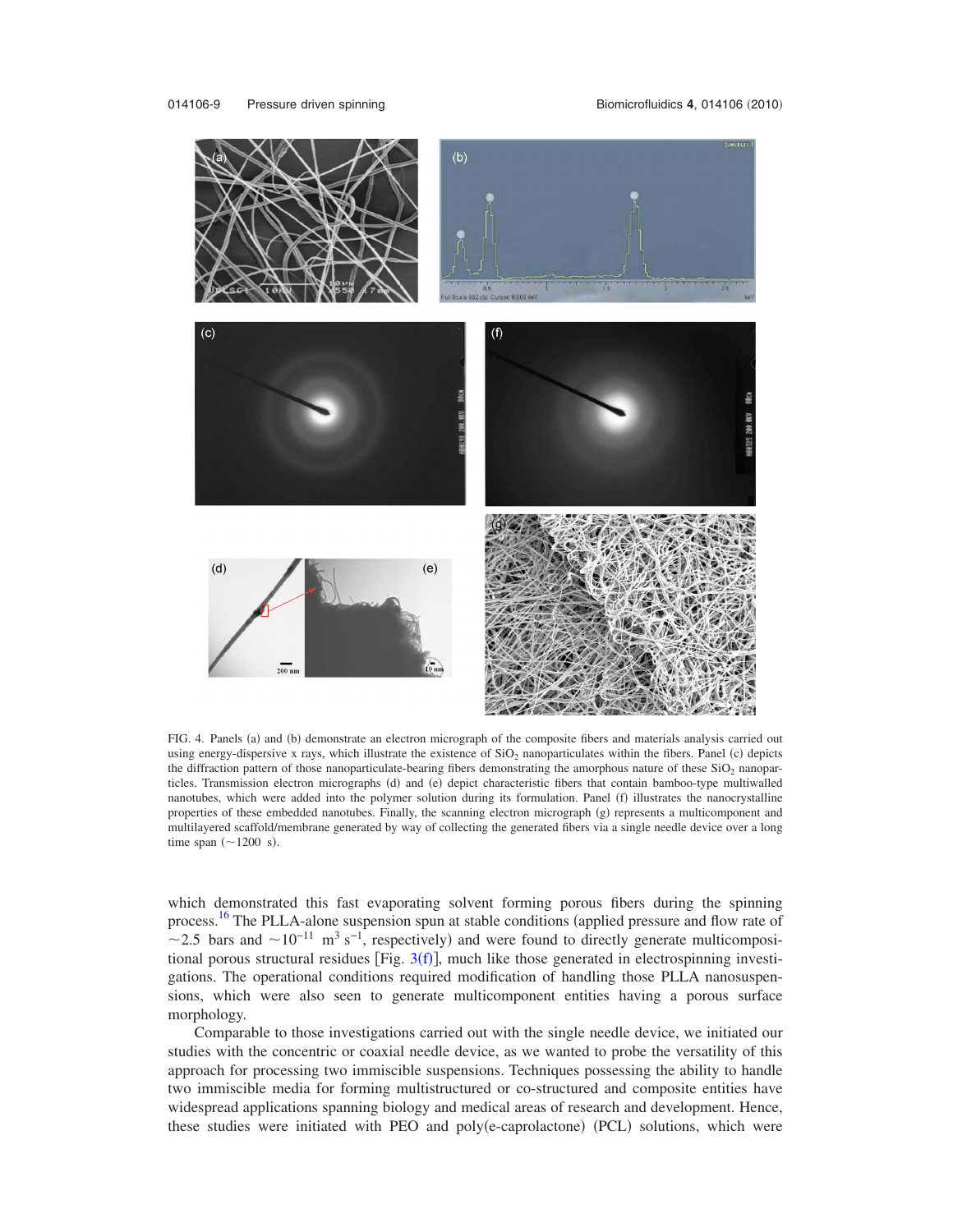FIG. 4. Panels (a) and (b) demonstrate an electron micrograph of the composite fibers and materials analysis carried out using energy-dispersive x rays, which illustrate the existence of $SiO_2$ nanoparticulates within the fibers. Panel (c) depicts the diffraction pattern of those nanoparticulate-bearing fibers demonstrating the amorphous nature of these $SiO_2$ nanoparticles. Transmission electron micrographs (d) and (e) depict characteristic fibers that contain bamboo-type multiwalled nanotubes, which were added into the polymer solution during its formulation. Panel (f) illustrates the nanocrystalline properties of these embedded nanotubes. Finally, the scanning electron micrograph (g) represents a multicomponent and multilayered scaffold/membrane generated by way of collecting the generated fibers via a single needle device over a long time span (~1200 s).

which demonstrated this fast evaporating solvent forming porous fibers during the spinning process.[16] The PLLA-alone suspension spun at stable conditions (applied pressure and flow rate of ~2.5 bars and $\sim 10^{-11}$ $m^3\ s^{-1}$, respectively) and were found to directly generate multicompositional porous structural residues [Fig. 3(f)], much like those generated in electrospinning investigations. The operational conditions required modification of handling those PLLA nanosuspensions, which were also seen to generate multicomponent entities having a porous surface morphology.

Comparable to those investigations carried out with the single needle device, we initiated our studies with the concentric or coaxial needle device, as we wanted to probe the versatility of this approach for processing two immiscible suspensions. Techniques possessing the ability to handle two immiscible media for forming multistructured or co-structured and composite entities have widespread applications spanning biology and medical areas of research and development. Hence, these studies were initiated with PEO and poly(e-caprolactone) (PCL) solutions, which were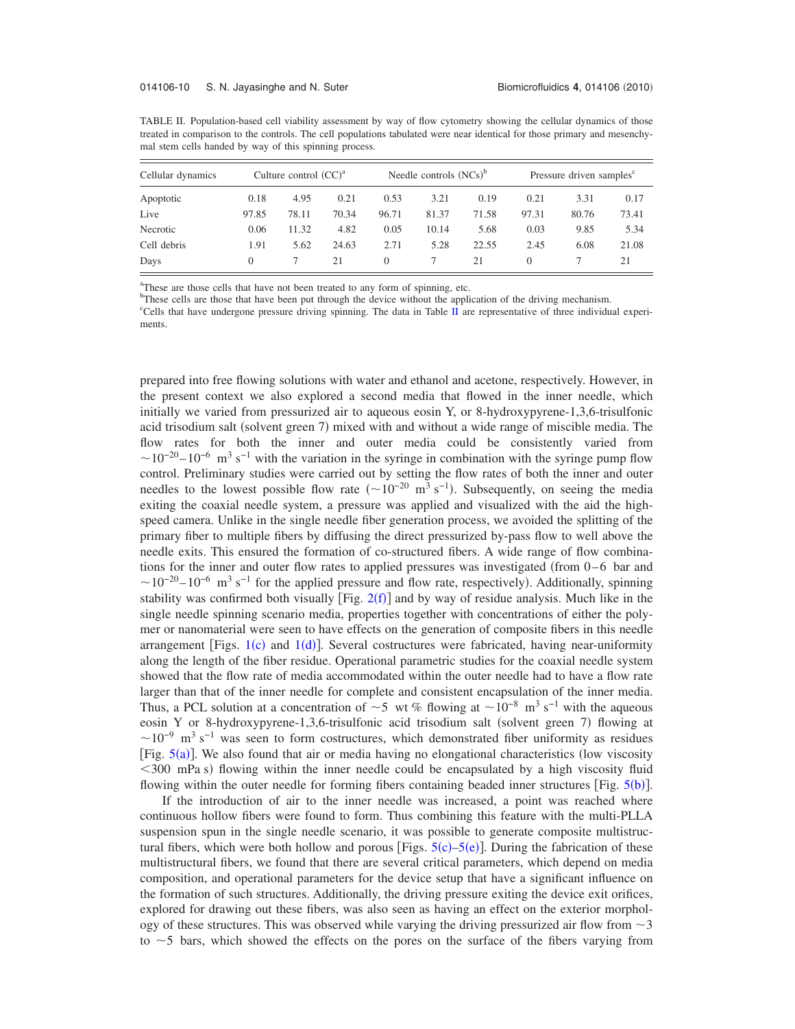TABLE II. Population-based cell viability assessment by way of flow cytometry showing the cellular dynamics of those treated in comparison to the controls. The cell populations tabulated were near identical for those primary and mesenchymal stem cells handed by way of this spinning process.

| Cellular dynamics | Culture control (CC)[a] | | | Needle controls (NCs)[b] | | | Pressure driven samples[c] | | |
|---|---|---|---|---|---|---|---|---|---|
| Apoptotic | 0.18 | 4.95 | 0.21 | 0.53 | 3.21 | 0.19 | 0.21 | 3.31 | 0.17 |
| Live | 97.85 | 78.11 | 70.34 | 96.71 | 81.37 | 71.58 | 97.31 | 80.76 | 73.41 |
| Necrotic | 0.06 | 11.32 | 4.82 | 0.05 | 10.14 | 5.68 | 0.03 | 9.85 | 5.34 |
| Cell debris | 1.91 | 5.62 | 24.63 | 2.71 | 5.28 | 22.55 | 2.45 | 6.08 | 21.08 |
| Days | 0 | 7 | 21 | 0 | 7 | 21 | 0 | 7 | 21 |

[a]These are those cells that have not been treated to any form of spinning, etc.
[b]These cells are those that have been put through the device without the application of the driving mechanism.
[c]Cells that have undergone pressure driving spinning. The data in Table II are representative of three individual experiments.

prepared into free flowing solutions with water and ethanol and acetone, respectively. However, in the present context we also explored a second media that flowed in the inner needle, which initially we varied from pressurized air to aqueous eosin Y, or 8-hydroxypyrene-1,3,6-trisulfonic acid trisodium salt (solvent green 7) mixed with and without a wide range of miscible media. The flow rates for both the inner and outer media could be consistently varied from $\sim 10^{-20}-10^{-6}$ $m^3 s^{-1}$ with the variation in the syringe in combination with the syringe pump flow control. Preliminary studies were carried out by setting the flow rates of both the inner and outer needles to the lowest possible flow rate ($\sim 10^{-20}$ $m^3 s^{-1}$). Subsequently, on seeing the media exiting the coaxial needle system, a pressure was applied and visualized with the aid the high-speed camera. Unlike in the single needle fiber generation process, we avoided the splitting of the primary fiber to multiple fibers by diffusing the direct pressurized by-pass flow to well above the needle exits. This ensured the formation of co-structured fibers. A wide range of flow combinations for the inner and outer flow rates to applied pressures was investigated (from 0–6 bar and $\sim 10^{-20}-10^{-6}$ $m^3 s^{-1}$ for the applied pressure and flow rate, respectively). Additionally, spinning stability was confirmed both visually [Fig. 2(f)] and by way of residue analysis. Much like in the single needle spinning scenario media, properties together with concentrations of either the polymer or nanomaterial were seen to have effects on the generation of composite fibers in this needle arrangement [Figs. 1(c) and 1(d)]. Several costructures were fabricated, having near-uniformity along the length of the fiber residue. Operational parametric studies for the coaxial needle system showed that the flow rate of media accommodated within the outer needle had to have a flow rate larger than that of the inner needle for complete and consistent encapsulation of the inner media. Thus, a PCL solution at a concentration of $\sim 5$ wt % flowing at $\sim 10^{-8}$ $m^3 s^{-1}$ with the aqueous eosin Y or 8-hydroxypyrene-1,3,6-trisulfonic acid trisodium salt (solvent green 7) flowing at $\sim 10^{-9}$ $m^3 s^{-1}$ was seen to form costructures, which demonstrated fiber uniformity as residues [Fig. 5(a)]. We also found that air or media having no elongational characteristics (low viscosity $<300$ mPa s) flowing within the inner needle could be encapsulated by a high viscosity fluid flowing within the outer needle for forming fibers containing beaded inner structures [Fig. 5(b)].

If the introduction of air to the inner needle was increased, a point was reached where continuous hollow fibers were found to form. Thus combining this feature with the multi-PLLA suspension spun in the single needle scenario, it was possible to generate composite multistructural fibers, which were both hollow and porous [Figs. 5(c)–5(e)]. During the fabrication of these multistructural fibers, we found that there are several critical parameters, which depend on media composition, and operational parameters for the device setup that have a significant influence on the formation of such structures. Additionally, the driving pressure exiting the device exit orifices, explored for drawing out these fibers, was also seen as having an effect on the exterior morphology of these structures. This was observed while varying the driving pressurized air flow from $\sim 3$ to $\sim 5$ bars, which showed the effects on the pores on the surface of the fibers varying from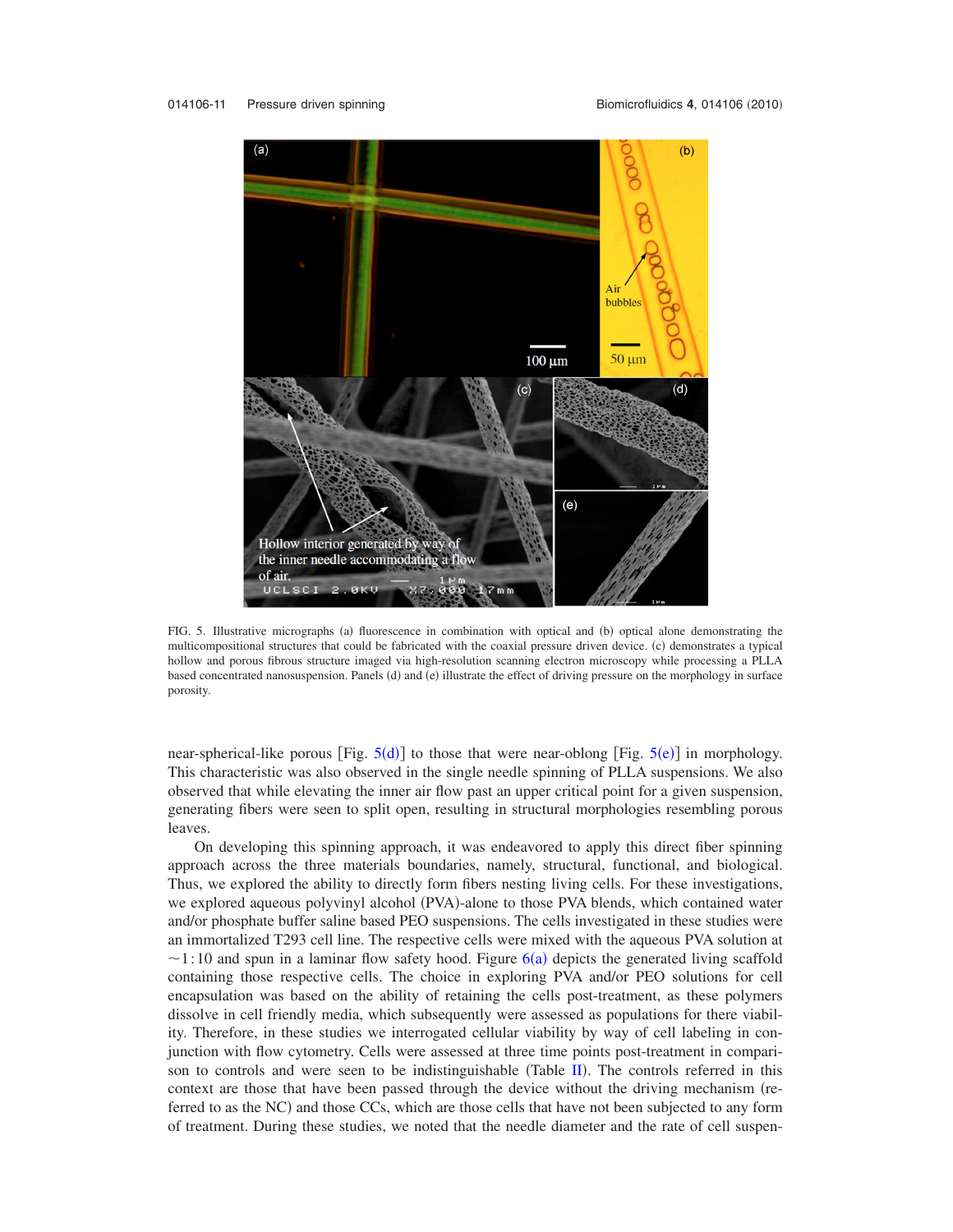FIG. 5. Illustrative micrographs (a) fluorescence in combination with optical and (b) optical alone demonstrating the multicompositional structures that could be fabricated with the coaxial pressure driven device. (c) demonstrates a typical hollow and porous fibrous structure imaged via high-resolution scanning electron microscopy while processing a PLLA based concentrated nanosuspension. Panels (d) and (e) illustrate the effect of driving pressure on the morphology in surface porosity.

near-spherical-like porous [Fig. 5(d)] to those that were near-oblong [Fig. 5(e)] in morphology. This characteristic was also observed in the single needle spinning of PLLA suspensions. We also observed that while elevating the inner air flow past an upper critical point for a given suspension, generating fibers were seen to split open, resulting in structural morphologies resembling porous leaves.

On developing this spinning approach, it was endeavored to apply this direct fiber spinning approach across the three materials boundaries, namely, structural, functional, and biological. Thus, we explored the ability to directly form fibers nesting living cells. For these investigations, we explored aqueous polyvinyl alcohol (PVA)-alone to those PVA blends, which contained water and/or phosphate buffer saline based PEO suspensions. The cells investigated in these studies were an immortalized T293 cell line. The respective cells were mixed with the aqueous PVA solution at ~1:10 and spun in a laminar flow safety hood. Figure 6(a) depicts the generated living scaffold containing those respective cells. The choice in exploring PVA and/or PEO solutions for cell encapsulation was based on the ability of retaining the cells post-treatment, as these polymers dissolve in cell friendly media, which subsequently were assessed as populations for there viability. Therefore, in these studies we interrogated cellular viability by way of cell labeling in conjunction with flow cytometry. Cells were assessed at three time points post-treatment in comparison to controls and were seen to be indistinguishable (Table II). The controls referred in this context are those that have been passed through the device without the driving mechanism (referred to as the NC) and those CCs, which are those cells that have not been subjected to any form of treatment. During these studies, we noted that the needle diameter and the rate of cell suspen-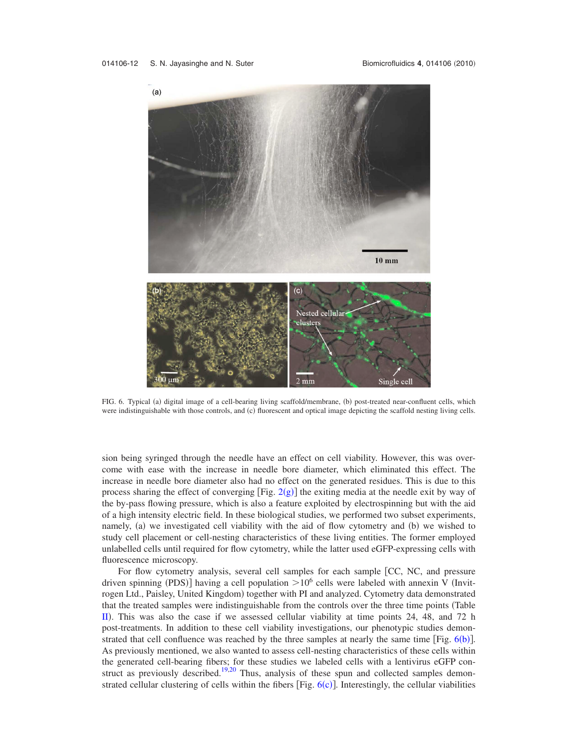FIG. 6. Typical (a) digital image of a cell-bearing living scaffold/membrane, (b) post-treated near-confluent cells, which were indistinguishable with those controls, and (c) fluorescent and optical image depicting the scaffold nesting living cells.

sion being syringed through the needle have an effect on cell viability. However, this was overcome with ease with the increase in needle bore diameter, which eliminated this effect. The increase in needle bore diameter also had no effect on the generated residues. This is due to this process sharing the effect of converging [Fig. 2(g)] the exiting media at the needle exit by way of the by-pass flowing pressure, which is also a feature exploited by electrospinning but with the aid of a high intensity electric field. In these biological studies, we performed two subset experiments, namely, (a) we investigated cell viability with the aid of flow cytometry and (b) we wished to study cell placement or cell-nesting characteristics of these living entities. The former employed unlabelled cells until required for flow cytometry, while the latter used eGFP-expressing cells with fluorescence microscopy.

For flow cytometry analysis, several cell samples for each sample [CC, NC, and pressure driven spinning (PDS)] having a cell population $>10^6$ cells were labeled with annexin V (Invitrogen Ltd., Paisley, United Kingdom) together with PI and analyzed. Cytometry data demonstrated that the treated samples were indistinguishable from the controls over the three time points (Table II). This was also the case if we assessed cellular viability at time points 24, 48, and 72 h post-treatments. In addition to these cell viability investigations, our phenotypic studies demonstrated that cell confluence was reached by the three samples at nearly the same time [Fig. 6(b)]. As previously mentioned, we also wanted to assess cell-nesting characteristics of these cells within the generated cell-bearing fibers; for these studies we labeled cells with a lentivirus eGFP construct as previously described.[19,20] Thus, analysis of these spun and collected samples demonstrated cellular clustering of cells within the fibers [Fig. 6(c)]. Interestingly, the cellular viabilities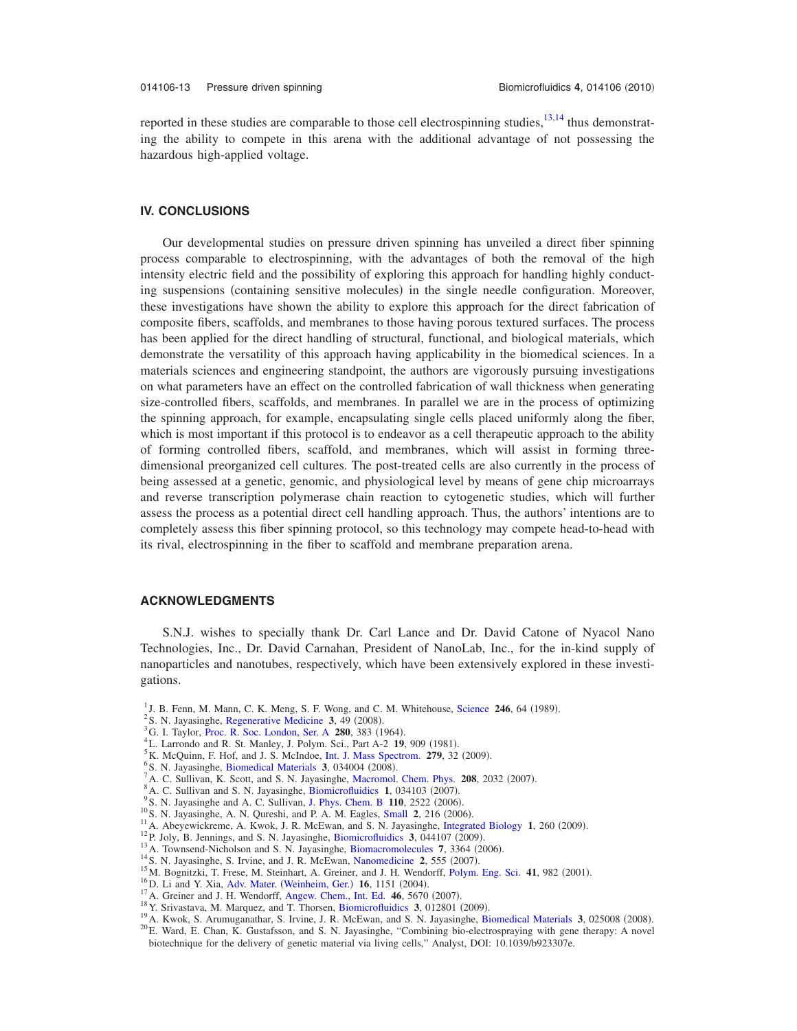reported in these studies are comparable to those cell electrospinning studies,[13,14] thus demonstrating the ability to compete in this arena with the additional advantage of not possessing the hazardous high-applied voltage.

## IV. CONCLUSIONS

Our developmental studies on pressure driven spinning has unveiled a direct fiber spinning process comparable to electrospinning, with the advantages of both the removal of the high intensity electric field and the possibility of exploring this approach for handling highly conducting suspensions (containing sensitive molecules) in the single needle configuration. Moreover, these investigations have shown the ability to explore this approach for the direct fabrication of composite fibers, scaffolds, and membranes to those having porous textured surfaces. The process has been applied for the direct handling of structural, functional, and biological materials, which demonstrate the versatility of this approach having applicability in the biomedical sciences. In a materials sciences and engineering standpoint, the authors are vigorously pursuing investigations on what parameters have an effect on the controlled fabrication of wall thickness when generating size-controlled fibers, scaffolds, and membranes. In parallel we are in the process of optimizing the spinning approach, for example, encapsulating single cells placed uniformly along the fiber, which is most important if this protocol is to endeavor as a cell therapeutic approach to the ability of forming controlled fibers, scaffold, and membranes, which will assist in forming three-dimensional preorganized cell cultures. The post-treated cells are also currently in the process of being assessed at a genetic, genomic, and physiological level by means of gene chip microarrays and reverse transcription polymerase chain reaction to cytogenetic studies, which will further assess the process as a potential direct cell handling approach. Thus, the authors' intentions are to completely assess this fiber spinning protocol, so this technology may compete head-to-head with its rival, electrospinning in the fiber to scaffold and membrane preparation arena.

## ACKNOWLEDGMENTS

S.N.J. wishes to specially thank Dr. Carl Lance and Dr. David Catone of Nyacol Nano Technologies, Inc., Dr. David Carnahan, President of NanoLab, Inc., for the in-kind supply of nanoparticles and nanotubes, respectively, which have been extensively explored in these investigations.

[1] J. B. Fenn, M. Mann, C. K. Meng, S. F. Wong, and C. M. Whitehouse, Science **246**, 64 (1989).
[2] S. N. Jayasinghe, Regenerative Medicine **3**, 49 (2008).
[3] G. I. Taylor, Proc. R. Soc. London, Ser. A **280**, 383 (1964).
[4] L. Larrondo and R. St. Manley, J. Polym. Sci., Part A-2 **19**, 909 (1981).
[5] K. McQuinn, F. Hof, and J. S. McIndoe, Int. J. Mass Spectrom. **279**, 32 (2009).
[6] S. N. Jayasinghe, Biomedical Materials **3**, 034004 (2008).
[7] A. C. Sullivan, K. Scott, and S. N. Jayasinghe, Macromol. Chem. Phys. **208**, 2032 (2007).
[8] A. C. Sullivan and S. N. Jayasinghe, Biomicrofluidics **1**, 034103 (2007).
[9] S. N. Jayasinghe and A. C. Sullivan, J. Phys. Chem. B **110**, 2522 (2006).
[10] S. N. Jayasinghe, A. N. Qureshi, and P. A. M. Eagles, Small **2**, 216 (2006).
[11] A. Abeyewickreme, A. Kwok, J. R. McEwan, and S. N. Jayasinghe, Integrated Biology **1**, 260 (2009).
[12] P. Joly, B. Jennings, and S. N. Jayasinghe, Biomicrofluidics **3**, 044107 (2009).
[13] A. Townsend-Nicholson and S. N. Jayasinghe, Biomacromolecules **7**, 3364 (2006).
[14] S. N. Jayasinghe, S. Irvine, and J. R. McEwan, Nanomedicine **2**, 555 (2007).
[15] M. Bognitzki, T. Frese, M. Steinhart, A. Greiner, and J. H. Wendorff, Polym. Eng. Sci. **41**, 982 (2001).
[16] D. Li and Y. Xia, Adv. Mater. (Weinheim, Ger.) **16**, 1151 (2004).
[17] A. Greiner and J. H. Wendorff, Angew. Chem., Int. Ed. **46**, 5670 (2007).
[18] Y. Srivastava, M. Marquez, and T. Thorsen, Biomicrofluidics **3**, 012801 (2009).
[19] A. Kwok, S. Arumuganathar, S. Irvine, J. R. McEwan, and S. N. Jayasinghe, Biomedical Materials **3**, 025008 (2008).
[20] E. Ward, E. Chan, K. Gustafsson, and S. N. Jayasinghe, "Combining bio-electrospraying with gene therapy: A novel biotechnique for the delivery of genetic material via living cells," Analyst, DOI: 10.1039/b923307e.